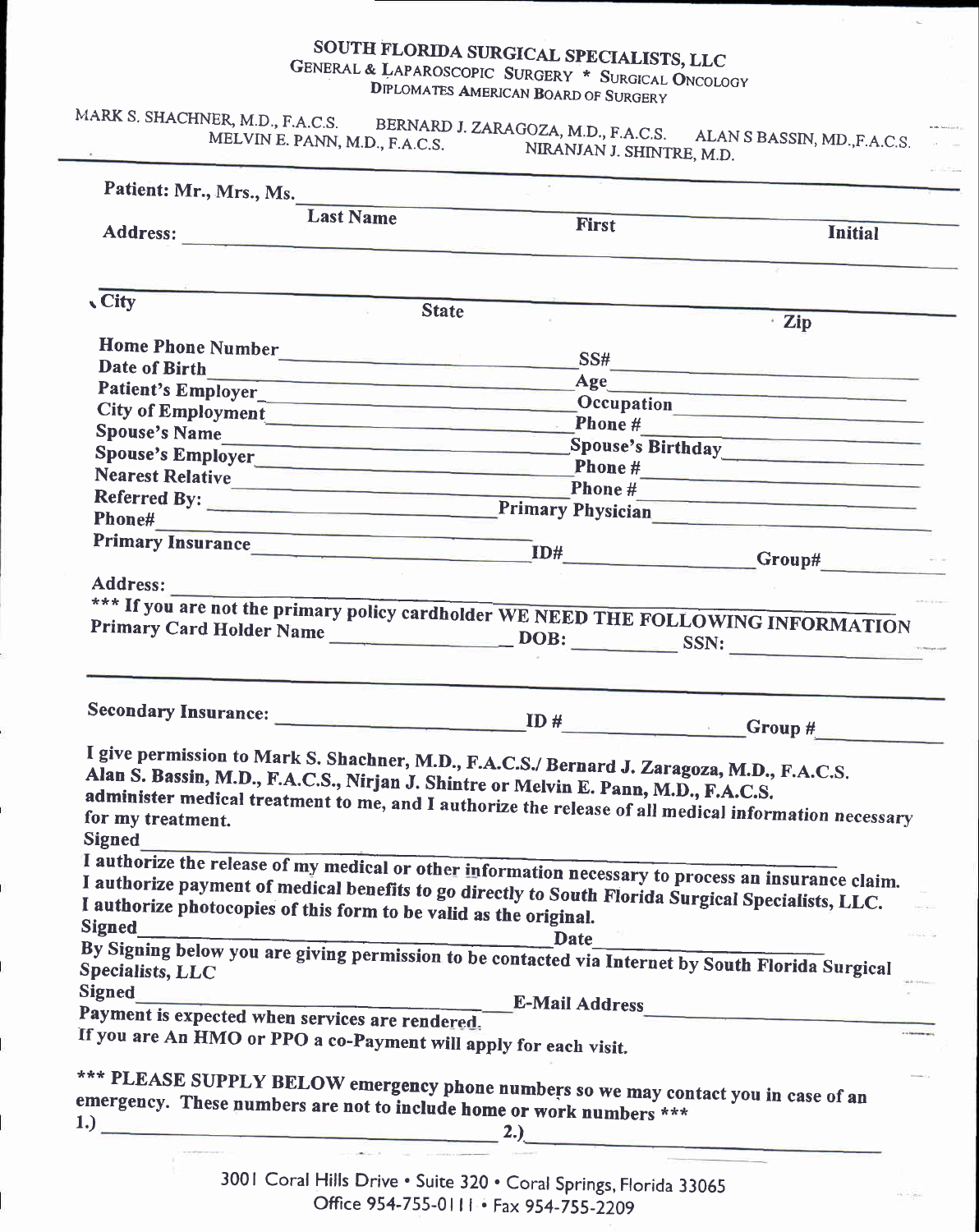# SOUTH FLORIDA SURGICAL SPECIALISTS, LLC

GENERAL & LAPAROSCOPIC SURGERY * SURGICAL ONCOLOGY

DIPLOMATES AMERICAN BOARD OF SURGERY

MARK S. SHACHNER, M.D., F.A.C.S. BERNARD J. ZARAGOZA, M.D., F.A.C.S. ALAN S BASSIN, MD.,F.A.C.S.
MELVIN E. PANN, M.D., F.A.C.S. NIRANJAN J. SHINTRE, M.D.

---

**Patient: Mr., Mrs., Ms.** ______________________________________________

Last Name First Initial

**Address:** ______________________________________________

______________________________________________

**City** **State** **Zip**

**Home Phone Number** ____________________ **SS#** ____________________

**Date of Birth** ____________________ **Age** ____________________

**Patient's Employer** ____________________ **Occupation** ____________________

**City of Employment** ____________________ **Phone #** ____________________

**Spouse's Name** ____________________ **Spouse's Birthday** ____________________

**Spouse's Employer** ____________________ **Phone #** ____________________

**Nearest Relative** ____________________ **Phone #** ____________________

**Referred By:** ____________________ **Primary Physician** ____________________

**Phone#** ____________________

**Primary Insurance** ____________________ **ID#** ____________________ **Group#** ____________________

**Address:** ______________________________________________

**\*\*\* If you are not the primary policy cardholder WE NEED THE FOLLOWING INFORMATION**

**Primary Card Holder Name** ____________________ **DOB:** __________ **SSN:** ____________________

______________________________________________

**Secondary Insurance:** ____________________ **ID #** ____________________ **Group #** ____________________

**I give permission to Mark S. Shachner, M.D., F.A.C.S./ Bernard J. Zaragoza, M.D., F.A.C.S. Alan S. Bassin, M.D., F.A.C.S., Nirjan J. Shintre or Melvin E. Pann, M.D., F.A.C.S. administer medical treatment to me, and I authorize the release of all medical information necessary for my treatment.**

**Signed** ______________________________________________

**I authorize the release of my medical or other information necessary to process an insurance claim. I authorize payment of medical benefits to go directly to South Florida Surgical Specialists, LLC. I authorize photocopies of this form to be valid as the original.**

**Signed** ______________________________ **Date** ____________________

**By Signing below you are giving permission to be contacted via Internet by South Florida Surgical Specialists, LLC**

**Signed** ______________________________ **E-Mail Address** ____________________

**Payment is expected when services are rendered.**

**If you are An HMO or PPO a co-Payment will apply for each visit.**

**\*\*\* PLEASE SUPPLY BELOW emergency phone numbers so we may contact you in case of an emergency. These numbers are not to include home or work numbers \*\*\***

**1.)** ______________________________ **2.)** ______________________________

3001 Coral Hills Drive • Suite 320 • Coral Springs, Florida 33065
Office 954-755-0111 • Fax 954-755-2209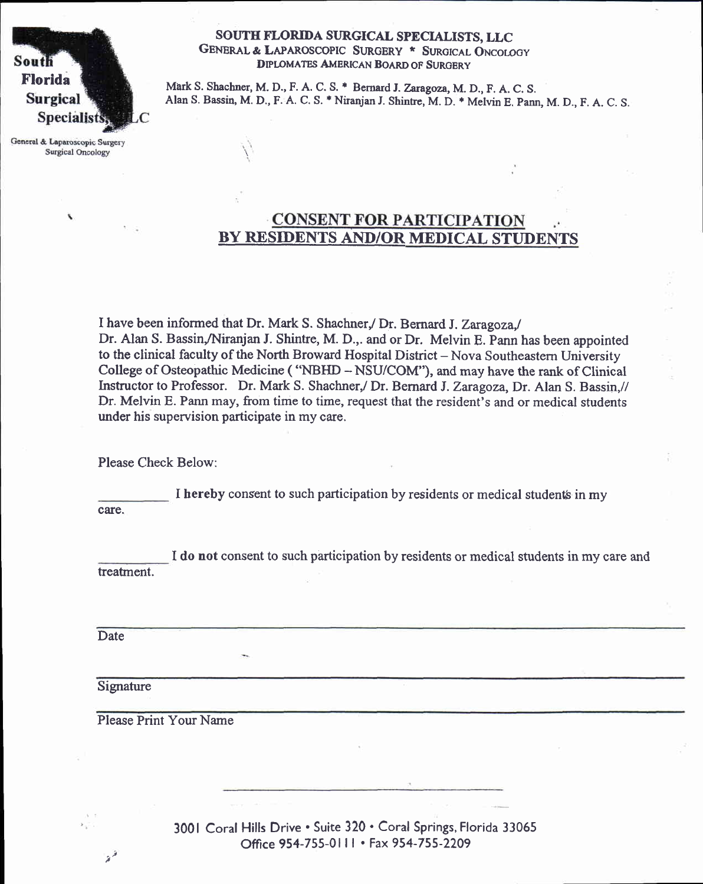South Florida Surgical Specialists, LLC

General & Laparoscopic Surgery
Surgical Oncology

**SOUTH FLORIDA SURGICAL SPECIALISTS, LLC**
GENERAL & LAPAROSCOPIC SURGERY * SURGICAL ONCOLOGY
DIPLOMATES AMERICAN BOARD OF SURGERY

Mark S. Shachner, M. D., F. A. C. S. * Bernard J. Zaragoza, M. D., F. A. C. S.
Alan S. Bassin, M. D., F. A. C. S. * Niranjan J. Shintre, M. D. * Melvin E. Pann, M. D., F. A. C. S.

# CONSENT FOR PARTICIPATION BY RESIDENTS AND/OR MEDICAL STUDENTS

I have been informed that Dr. Mark S. Shachner,/ Dr. Bernard J. Zaragoza,/ Dr. Alan S. Bassin,/Niranjan J. Shintre, M. D.,. and or Dr. Melvin E. Pann has been appointed to the clinical faculty of the North Broward Hospital District – Nova Southeastern University College of Osteopathic Medicine ( "NBHD – NSU/COM"), and may have the rank of Clinical Instructor to Professor. Dr. Mark S. Shachner,/ Dr. Bernard J. Zaragoza, Dr. Alan S. Bassin,// Dr. Melvin E. Pann may, from time to time, request that the resident's and or medical students under his supervision participate in my care.

Please Check Below:

__________ I **hereby** consent to such participation by residents or medical students in my care.

__________ I **do not** consent to such participation by residents or medical students in my care and treatment.

______________________________
Date

______________________________
Signature

______________________________
Please Print Your Name

3001 Coral Hills Drive • Suite 320 • Coral Springs, Florida 33065
Office 954-755-0111 • Fax 954-755-2209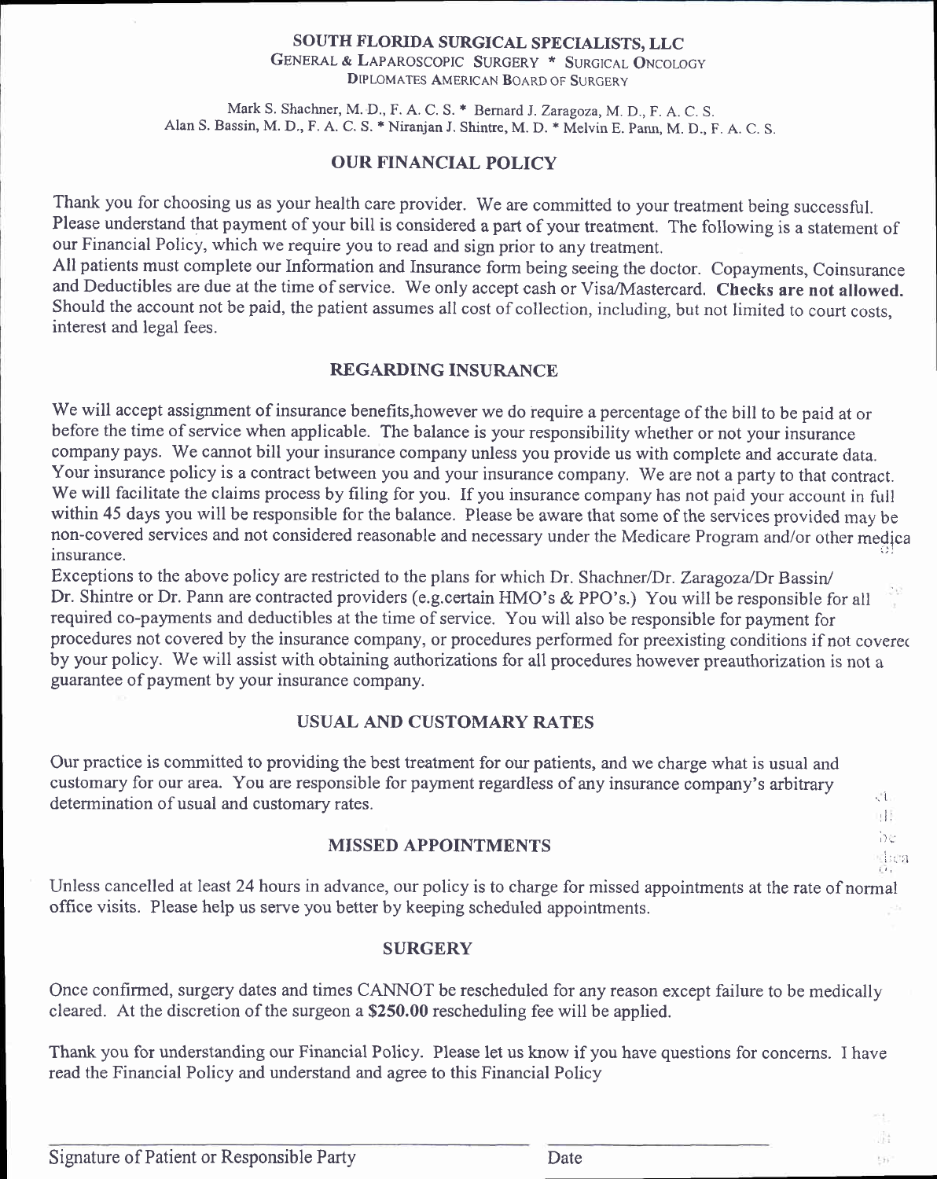**SOUTH FLORIDA SURGICAL SPECIALISTS, LLC**
GENERAL & LAPAROSCOPIC SURGERY * SURGICAL ONCOLOGY
DIPLOMATES AMERICAN BOARD OF SURGERY

Mark S. Shachner, M. D., F. A. C. S. * Bernard J. Zaragoza, M. D., F. A. C. S.
Alan S. Bassin, M. D., F. A. C. S. * Niranjan J. Shintre, M. D. * Melvin E. Pann, M. D., F. A. C. S.

## OUR FINANCIAL POLICY

Thank you for choosing us as your health care provider. We are committed to your treatment being successful. Please understand that payment of your bill is considered a part of your treatment. The following is a statement of our Financial Policy, which we require you to read and sign prior to any treatment.
All patients must complete our Information and Insurance form being seeing the doctor. Copayments, Coinsurance and Deductibles are due at the time of service. We only accept cash or Visa/Mastercard. **Checks are not allowed.** Should the account not be paid, the patient assumes all cost of collection, including, but not limited to court costs, interest and legal fees.

## REGARDING INSURANCE

We will accept assignment of insurance benefits,however we do require a percentage of the bill to be paid at or before the time of service when applicable. The balance is your responsibility whether or not your insurance company pays. We cannot bill your insurance company unless you provide us with complete and accurate data. Your insurance policy is a contract between you and your insurance company. We are not a party to that contract. We will facilitate the claims process by filing for you. If you insurance company has not paid your account in full within 45 days you will be responsible for the balance. Please be aware that some of the services provided may be non-covered services and not considered reasonable and necessary under the Medicare Program and/or other medica insurance.
Exceptions to the above policy are restricted to the plans for which Dr. Shachner/Dr. Zaragoza/Dr Bassin/ Dr. Shintre or Dr. Pann are contracted providers (e.g.certain HMO's & PPO's.) You will be responsible for all required co-payments and deductibles at the time of service. You will also be responsible for payment for procedures not covered by the insurance company, or procedures performed for preexisting conditions if not coverec by your policy. We will assist with obtaining authorizations for all procedures however preauthorization is not a guarantee of payment by your insurance company.

## USUAL AND CUSTOMARY RATES

Our practice is committed to providing the best treatment for our patients, and we charge what is usual and customary for our area. You are responsible for payment regardless of any insurance company's arbitrary determination of usual and customary rates.

## MISSED APPOINTMENTS

Unless cancelled at least 24 hours in advance, our policy is to charge for missed appointments at the rate of normal office visits. Please help us serve you better by keeping scheduled appointments.

## SURGERY

Once confirmed, surgery dates and times CANNOT be rescheduled for any reason except failure to be medically cleared. At the discretion of the surgeon a **$250.00** rescheduling fee will be applied.

Thank you for understanding our Financial Policy. Please let us know if you have questions for concerns. I have read the Financial Policy and understand and agree to this Financial Policy

_______________________________________ ____________________

Signature of Patient or Responsible Party Date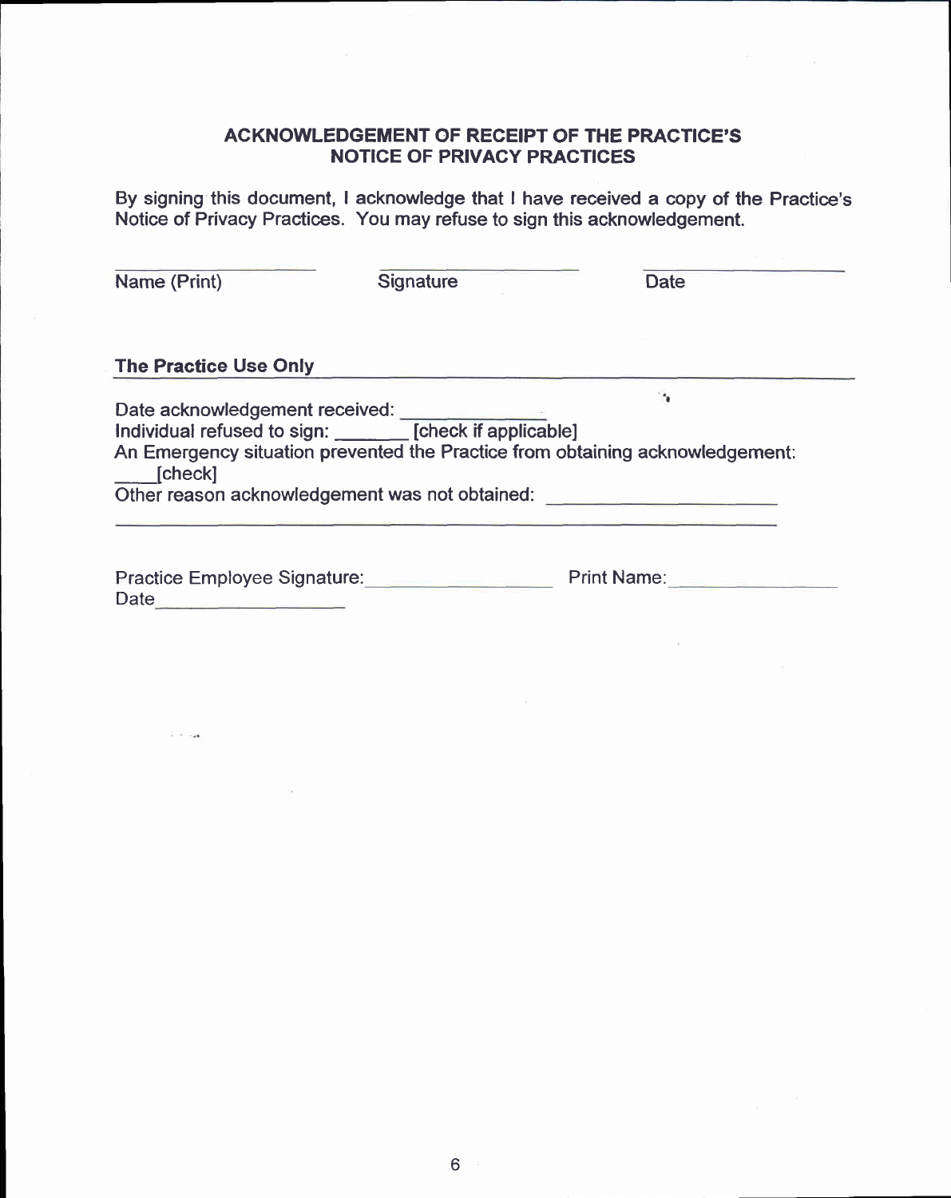## ACKNOWLEDGEMENT OF RECEIPT OF THE PRACTICE'S NOTICE OF PRIVACY PRACTICES

By signing this document, I acknowledge that I have received a copy of the Practice's Notice of Privacy Practices. You may refuse to sign this acknowledgement.

| ____________________ | ____________________ | ____________________ |
|---|---|---|
| Name (Print) | Signature | Date |

**The Practice Use Only**

Date acknowledgement received: ____________

Individual refused to sign: _______ [check if applicable]

An Emergency situation prevented the Practice from obtaining acknowledgement: ____[check]

Other reason acknowledgement was not obtained: ____________________

____________________________________________________________

Practice Employee Signature: ________________ Print Name: ______________

Date________________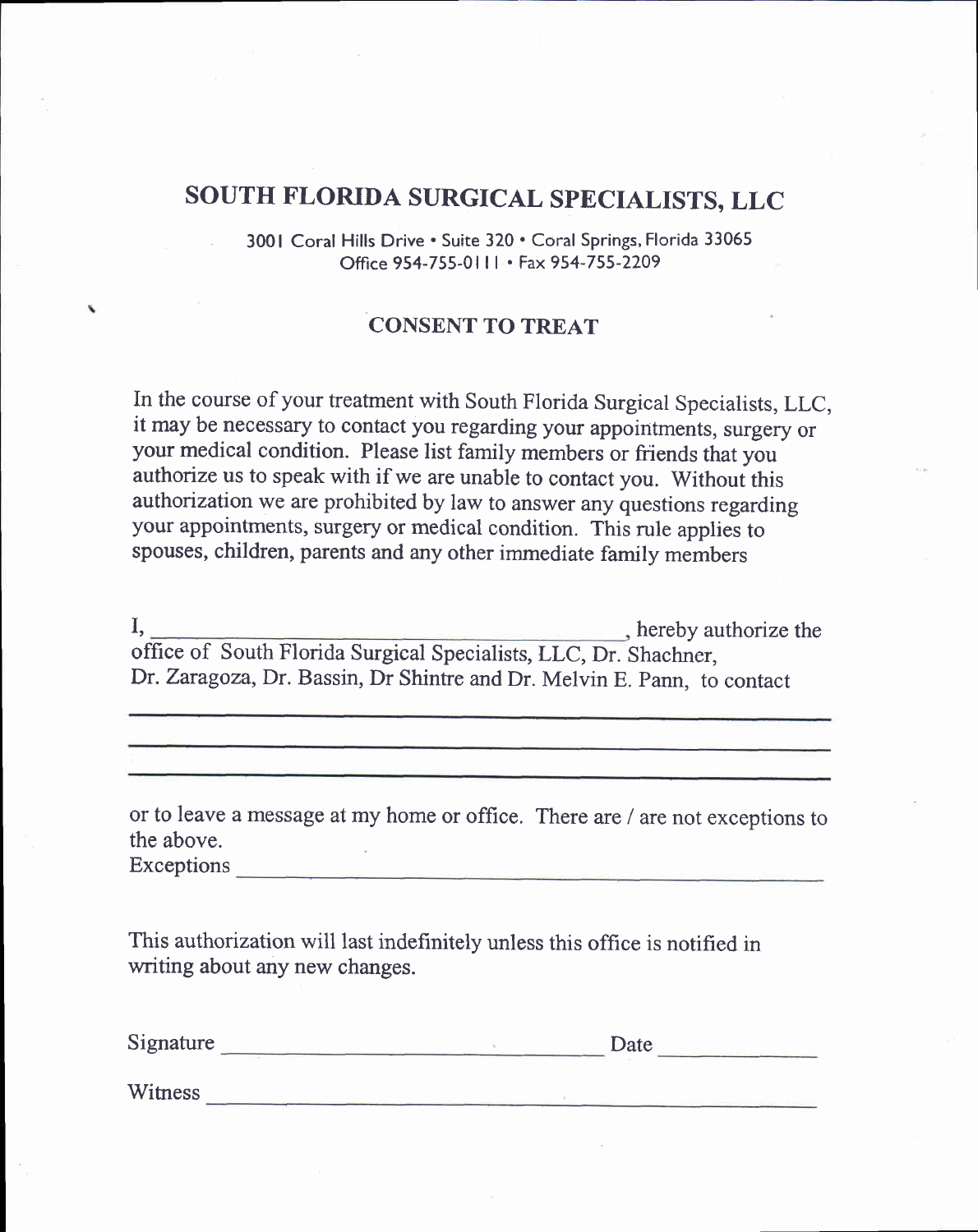# SOUTH FLORIDA SURGICAL SPECIALISTS, LLC

3001 Coral Hills Drive • Suite 320 • Coral Springs, Florida 33065
Office 954-755-0111 • Fax 954-755-2209

## CONSENT TO TREAT

In the course of your treatment with South Florida Surgical Specialists, LLC, it may be necessary to contact you regarding your appointments, surgery or your medical condition. Please list family members or friends that you authorize us to speak with if we are unable to contact you. Without this authorization we are prohibited by law to answer any questions regarding your appointments, surgery or medical condition. This rule applies to spouses, children, parents and any other immediate family members

I, ________________________________________, hereby authorize the office of South Florida Surgical Specialists, LLC, Dr. Shachner, Dr. Zaragoza, Dr. Bassin, Dr Shintre and Dr. Melvin E. Pann, to contact

______________________________________________________________

______________________________________________________________

______________________________________________________________

or to leave a message at my home or office. There are / are not exceptions to the above.
Exceptions ______________________________________________

This authorization will last indefinitely unless this office is notified in writing about any new changes.

Signature ________________________________ Date ____________

Witness ______________________________________________